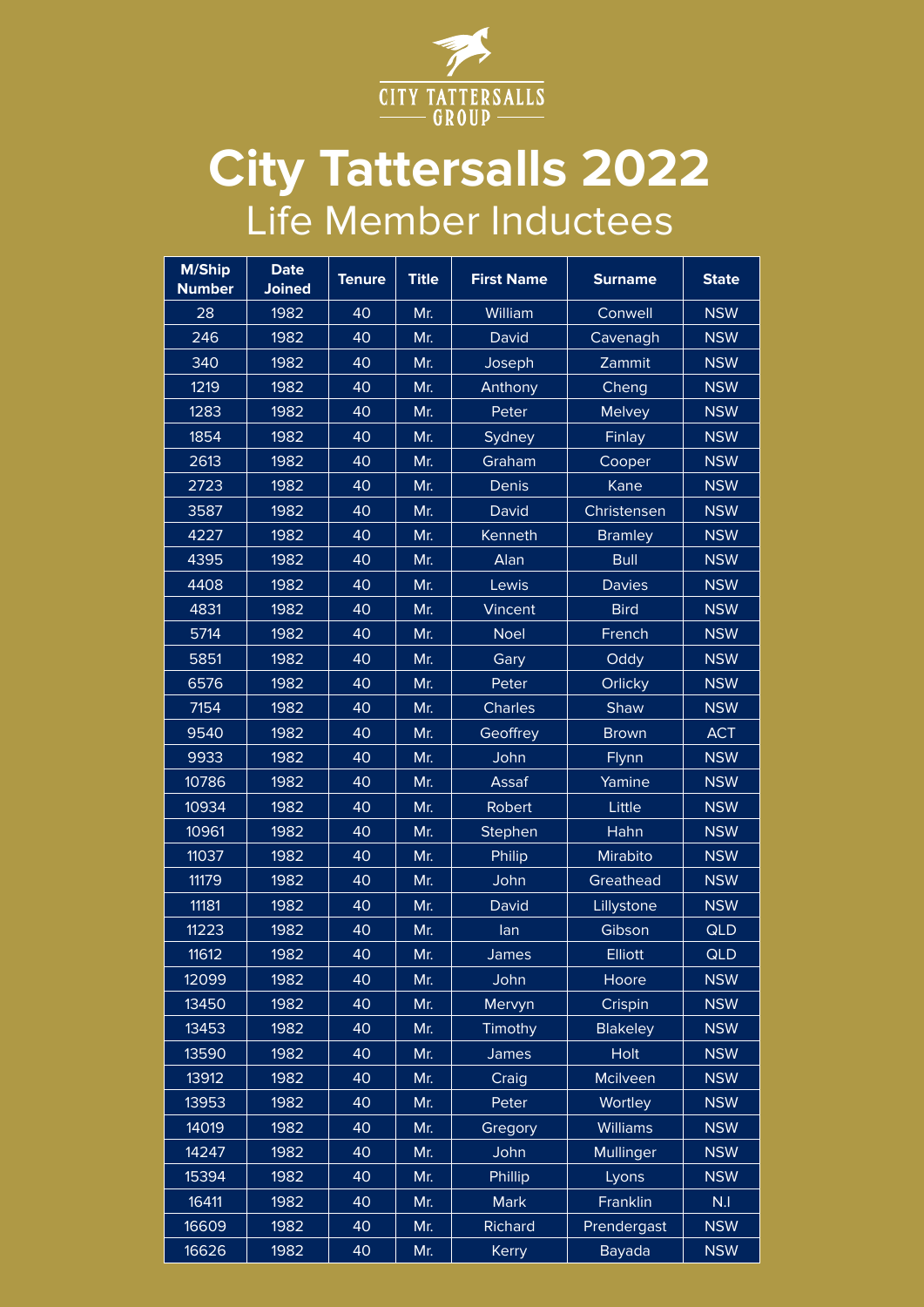CITY TATTERSALLS GROUP

# City Tattersalls 2022

## Life Member Inductees

| M/Ship Number | Date Joined | Tenure | Title | First Name | Surname | State |
|---|---|---|---|---|---|---|
| 28 | 1982 | 40 | Mr. | William | Conwell | NSW |
| 246 | 1982 | 40 | Mr. | David | Cavenagh | NSW |
| 340 | 1982 | 40 | Mr. | Joseph | Zammit | NSW |
| 1219 | 1982 | 40 | Mr. | Anthony | Cheng | NSW |
| 1283 | 1982 | 40 | Mr. | Peter | Melvey | NSW |
| 1854 | 1982 | 40 | Mr. | Sydney | Finlay | NSW |
| 2613 | 1982 | 40 | Mr. | Graham | Cooper | NSW |
| 2723 | 1982 | 40 | Mr. | Denis | Kane | NSW |
| 3587 | 1982 | 40 | Mr. | David | Christensen | NSW |
| 4227 | 1982 | 40 | Mr. | Kenneth | Bramley | NSW |
| 4395 | 1982 | 40 | Mr. | Alan | Bull | NSW |
| 4408 | 1982 | 40 | Mr. | Lewis | Davies | NSW |
| 4831 | 1982 | 40 | Mr. | Vincent | Bird | NSW |
| 5714 | 1982 | 40 | Mr. | Noel | French | NSW |
| 5851 | 1982 | 40 | Mr. | Gary | Oddy | NSW |
| 6576 | 1982 | 40 | Mr. | Peter | Orlicky | NSW |
| 7154 | 1982 | 40 | Mr. | Charles | Shaw | NSW |
| 9540 | 1982 | 40 | Mr. | Geoffrey | Brown | ACT |
| 9933 | 1982 | 40 | Mr. | John | Flynn | NSW |
| 10786 | 1982 | 40 | Mr. | Assaf | Yamine | NSW |
| 10934 | 1982 | 40 | Mr. | Robert | Little | NSW |
| 10961 | 1982 | 40 | Mr. | Stephen | Hahn | NSW |
| 11037 | 1982 | 40 | Mr. | Philip | Mirabito | NSW |
| 11179 | 1982 | 40 | Mr. | John | Greathead | NSW |
| 11181 | 1982 | 40 | Mr. | David | Lillystone | NSW |
| 11223 | 1982 | 40 | Mr. | Ian | Gibson | QLD |
| 11612 | 1982 | 40 | Mr. | James | Elliott | QLD |
| 12099 | 1982 | 40 | Mr. | John | Hoore | NSW |
| 13450 | 1982 | 40 | Mr. | Mervyn | Crispin | NSW |
| 13453 | 1982 | 40 | Mr. | Timothy | Blakeley | NSW |
| 13590 | 1982 | 40 | Mr. | James | Holt | NSW |
| 13912 | 1982 | 40 | Mr. | Craig | Mcilveen | NSW |
| 13953 | 1982 | 40 | Mr. | Peter | Wortley | NSW |
| 14019 | 1982 | 40 | Mr. | Gregory | Williams | NSW |
| 14247 | 1982 | 40 | Mr. | John | Mullinger | NSW |
| 15394 | 1982 | 40 | Mr. | Phillip | Lyons | NSW |
| 16411 | 1982 | 40 | Mr. | Mark | Franklin | N.I |
| 16609 | 1982 | 40 | Mr. | Richard | Prendergast | NSW |
| 16626 | 1982 | 40 | Mr. | Kerry | Bayada | NSW |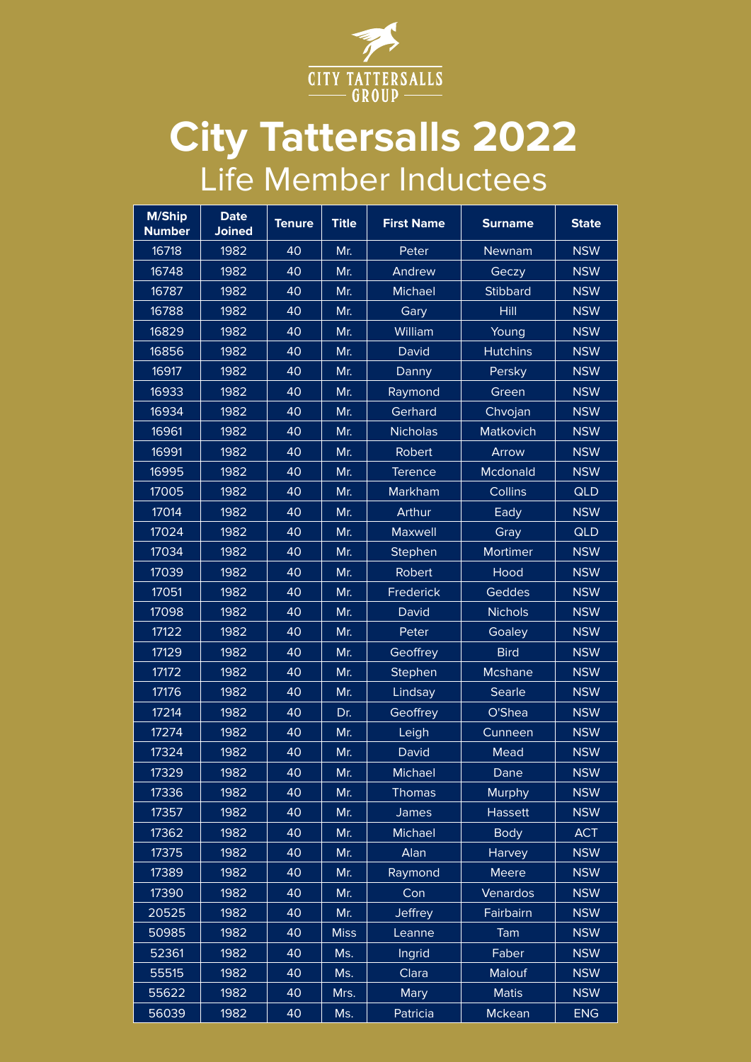CITY TATTERSALLS GROUP

# City Tattersalls 2022

## Life Member Inductees

| M/Ship Number | Date Joined | Tenure | Title | First Name | Surname | State |
|---|---|---|---|---|---|---|
| 16718 | 1982 | 40 | Mr. | Peter | Newnam | NSW |
| 16748 | 1982 | 40 | Mr. | Andrew | Geczy | NSW |
| 16787 | 1982 | 40 | Mr. | Michael | Stibbard | NSW |
| 16788 | 1982 | 40 | Mr. | Gary | Hill | NSW |
| 16829 | 1982 | 40 | Mr. | William | Young | NSW |
| 16856 | 1982 | 40 | Mr. | David | Hutchins | NSW |
| 16917 | 1982 | 40 | Mr. | Danny | Persky | NSW |
| 16933 | 1982 | 40 | Mr. | Raymond | Green | NSW |
| 16934 | 1982 | 40 | Mr. | Gerhard | Chvojan | NSW |
| 16961 | 1982 | 40 | Mr. | Nicholas | Matkovich | NSW |
| 16991 | 1982 | 40 | Mr. | Robert | Arrow | NSW |
| 16995 | 1982 | 40 | Mr. | Terence | Mcdonald | NSW |
| 17005 | 1982 | 40 | Mr. | Markham | Collins | QLD |
| 17014 | 1982 | 40 | Mr. | Arthur | Eady | NSW |
| 17024 | 1982 | 40 | Mr. | Maxwell | Gray | QLD |
| 17034 | 1982 | 40 | Mr. | Stephen | Mortimer | NSW |
| 17039 | 1982 | 40 | Mr. | Robert | Hood | NSW |
| 17051 | 1982 | 40 | Mr. | Frederick | Geddes | NSW |
| 17098 | 1982 | 40 | Mr. | David | Nichols | NSW |
| 17122 | 1982 | 40 | Mr. | Peter | Goaley | NSW |
| 17129 | 1982 | 40 | Mr. | Geoffrey | Bird | NSW |
| 17172 | 1982 | 40 | Mr. | Stephen | Mcshane | NSW |
| 17176 | 1982 | 40 | Mr. | Lindsay | Searle | NSW |
| 17214 | 1982 | 40 | Dr. | Geoffrey | O'Shea | NSW |
| 17274 | 1982 | 40 | Mr. | Leigh | Cunneen | NSW |
| 17324 | 1982 | 40 | Mr. | David | Mead | NSW |
| 17329 | 1982 | 40 | Mr. | Michael | Dane | NSW |
| 17336 | 1982 | 40 | Mr. | Thomas | Murphy | NSW |
| 17357 | 1982 | 40 | Mr. | James | Hassett | NSW |
| 17362 | 1982 | 40 | Mr. | Michael | Body | ACT |
| 17375 | 1982 | 40 | Mr. | Alan | Harvey | NSW |
| 17389 | 1982 | 40 | Mr. | Raymond | Meere | NSW |
| 17390 | 1982 | 40 | Mr. | Con | Venardos | NSW |
| 20525 | 1982 | 40 | Mr. | Jeffrey | Fairbairn | NSW |
| 50985 | 1982 | 40 | Miss | Leanne | Tam | NSW |
| 52361 | 1982 | 40 | Ms. | Ingrid | Faber | NSW |
| 55515 | 1982 | 40 | Ms. | Clara | Malouf | NSW |
| 55622 | 1982 | 40 | Mrs. | Mary | Matis | NSW |
| 56039 | 1982 | 40 | Ms. | Patricia | Mckean | ENG |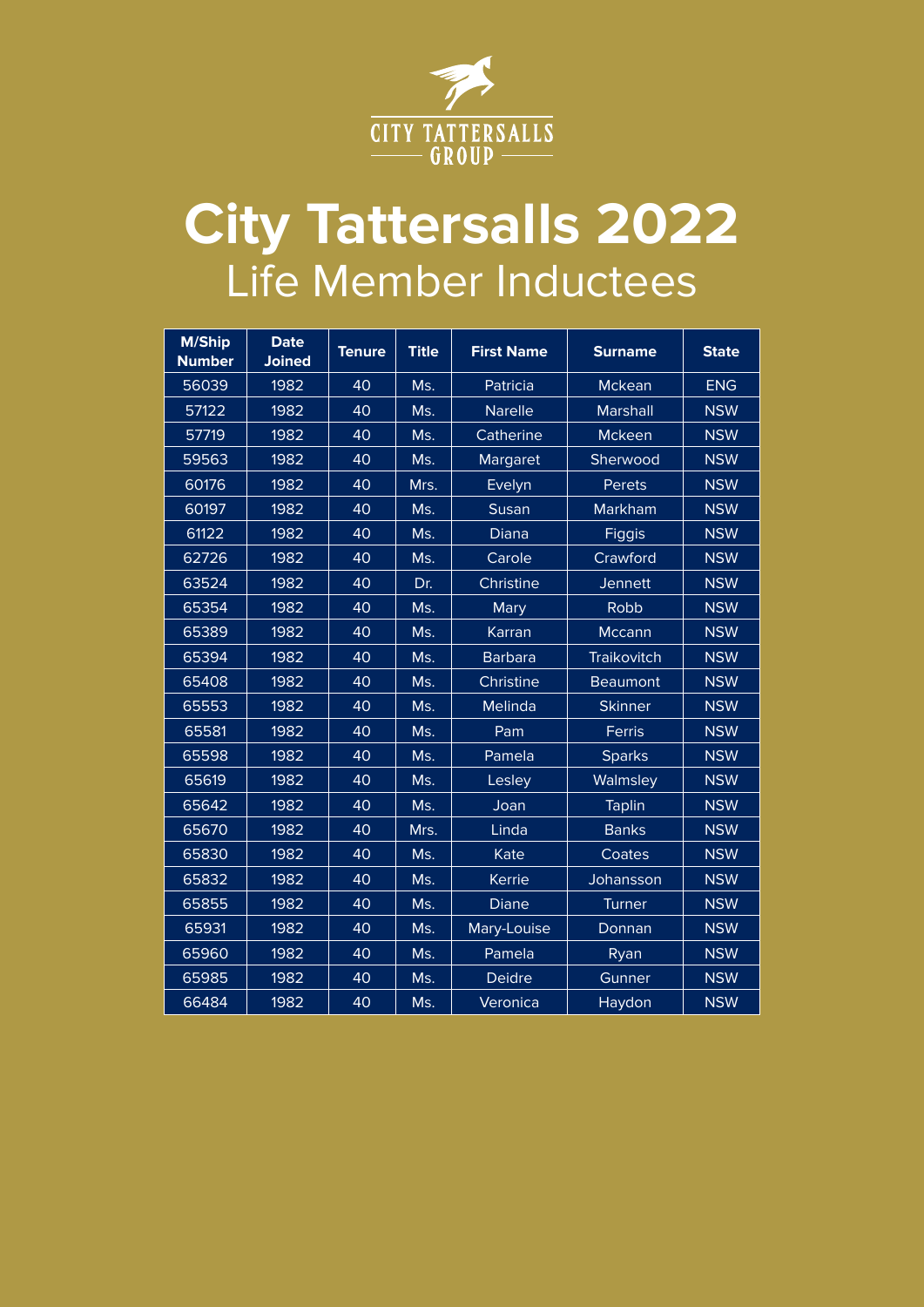CITY TATTERSALLS GROUP

# City Tattersalls 2022

## Life Member Inductees

| M/Ship Number | Date Joined | Tenure | Title | First Name | Surname | State |
|---|---|---|---|---|---|---|
| 56039 | 1982 | 40 | Ms. | Patricia | Mckean | ENG |
| 57122 | 1982 | 40 | Ms. | Narelle | Marshall | NSW |
| 57719 | 1982 | 40 | Ms. | Catherine | Mckeen | NSW |
| 59563 | 1982 | 40 | Ms. | Margaret | Sherwood | NSW |
| 60176 | 1982 | 40 | Mrs. | Evelyn | Perets | NSW |
| 60197 | 1982 | 40 | Ms. | Susan | Markham | NSW |
| 61122 | 1982 | 40 | Ms. | Diana | Figgis | NSW |
| 62726 | 1982 | 40 | Ms. | Carole | Crawford | NSW |
| 63524 | 1982 | 40 | Dr. | Christine | Jennett | NSW |
| 65354 | 1982 | 40 | Ms. | Mary | Robb | NSW |
| 65389 | 1982 | 40 | Ms. | Karran | Mccann | NSW |
| 65394 | 1982 | 40 | Ms. | Barbara | Traikovitch | NSW |
| 65408 | 1982 | 40 | Ms. | Christine | Beaumont | NSW |
| 65553 | 1982 | 40 | Ms. | Melinda | Skinner | NSW |
| 65581 | 1982 | 40 | Ms. | Pam | Ferris | NSW |
| 65598 | 1982 | 40 | Ms. | Pamela | Sparks | NSW |
| 65619 | 1982 | 40 | Ms. | Lesley | Walmsley | NSW |
| 65642 | 1982 | 40 | Ms. | Joan | Taplin | NSW |
| 65670 | 1982 | 40 | Mrs. | Linda | Banks | NSW |
| 65830 | 1982 | 40 | Ms. | Kate | Coates | NSW |
| 65832 | 1982 | 40 | Ms. | Kerrie | Johansson | NSW |
| 65855 | 1982 | 40 | Ms. | Diane | Turner | NSW |
| 65931 | 1982 | 40 | Ms. | Mary-Louise | Donnan | NSW |
| 65960 | 1982 | 40 | Ms. | Pamela | Ryan | NSW |
| 65985 | 1982 | 40 | Ms. | Deidre | Gunner | NSW |
| 66484 | 1982 | 40 | Ms. | Veronica | Haydon | NSW |